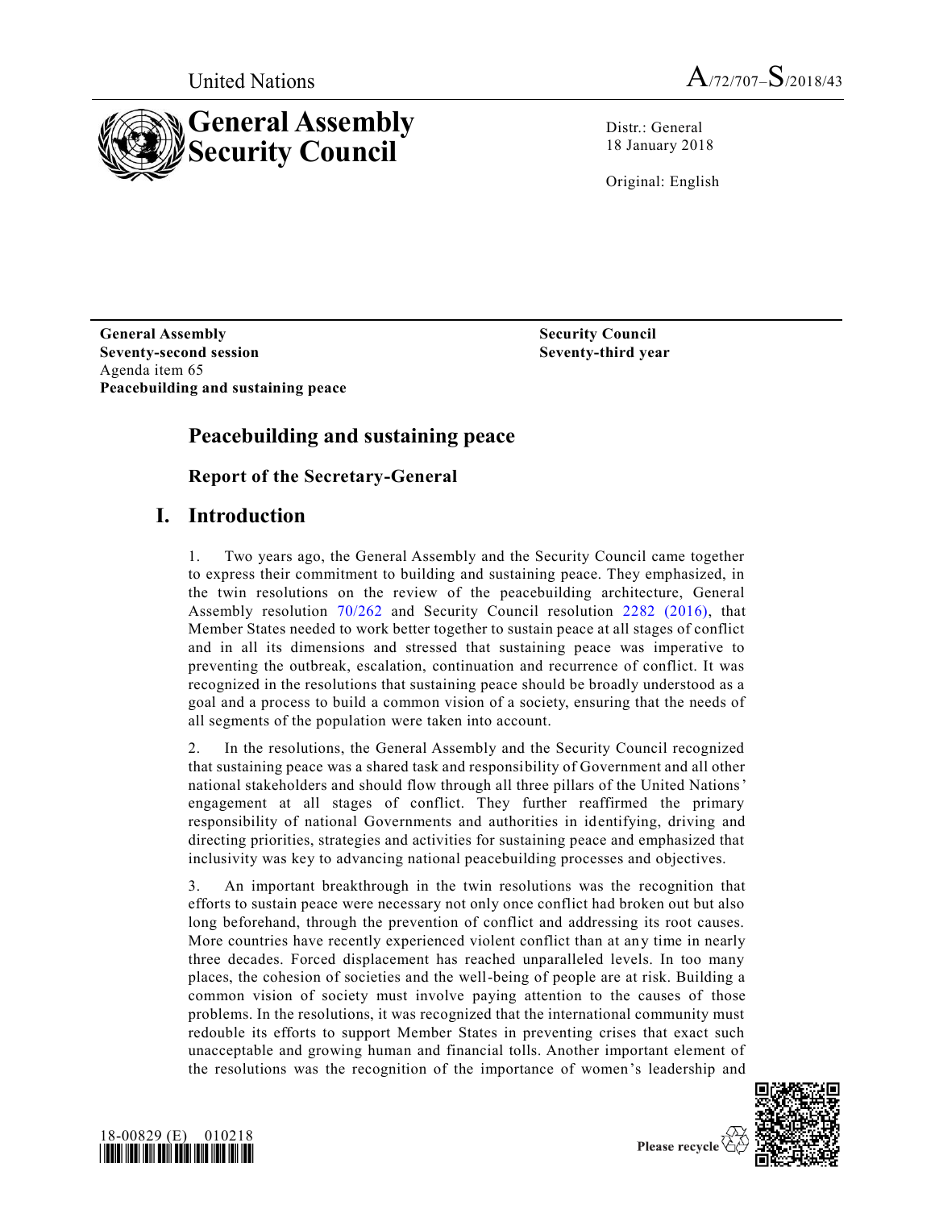United Nations A/72/707–S/2018/43

# General Assembly Security Council

Distr.: General
18 January 2018

Original: English

**General Assembly**
**Seventy-second session**
Agenda item 65
**Peacebuilding and sustaining peace**

**Security Council**
**Seventy-third year**

# Peacebuilding and sustaining peace

## Report of the Secretary-General

## I. Introduction

1. Two years ago, the General Assembly and the Security Council came together to express their commitment to building and sustaining peace. They emphasized, in the twin resolutions on the review of the peacebuilding architecture, General Assembly resolution 70/262 and Security Council resolution 2282 (2016), that Member States needed to work better together to sustain peace at all stages of conflict and in all its dimensions and stressed that sustaining peace was imperative to preventing the outbreak, escalation, continuation and recurrence of conflict. It was recognized in the resolutions that sustaining peace should be broadly understood as a goal and a process to build a common vision of a society, ensuring that the needs of all segments of the population were taken into account.

2. In the resolutions, the General Assembly and the Security Council recognized that sustaining peace was a shared task and responsibility of Government and all other national stakeholders and should flow through all three pillars of the United Nations' engagement at all stages of conflict. They further reaffirmed the primary responsibility of national Governments and authorities in identifying, driving and directing priorities, strategies and activities for sustaining peace and emphasized that inclusivity was key to advancing national peacebuilding processes and objectives.

3. An important breakthrough in the twin resolutions was the recognition that efforts to sustain peace were necessary not only once conflict had broken out but also long beforehand, through the prevention of conflict and addressing its root causes. More countries have recently experienced violent conflict than at any time in nearly three decades. Forced displacement has reached unparalleled levels. In too many places, the cohesion of societies and the well-being of people are at risk. Building a common vision of society must involve paying attention to the causes of those problems. In the resolutions, it was recognized that the international community must redouble its efforts to support Member States in preventing crises that exact such unacceptable and growing human and financial tolls. Another important element of the resolutions was the recognition of the importance of women's leadership and

18-00829 (E) 010218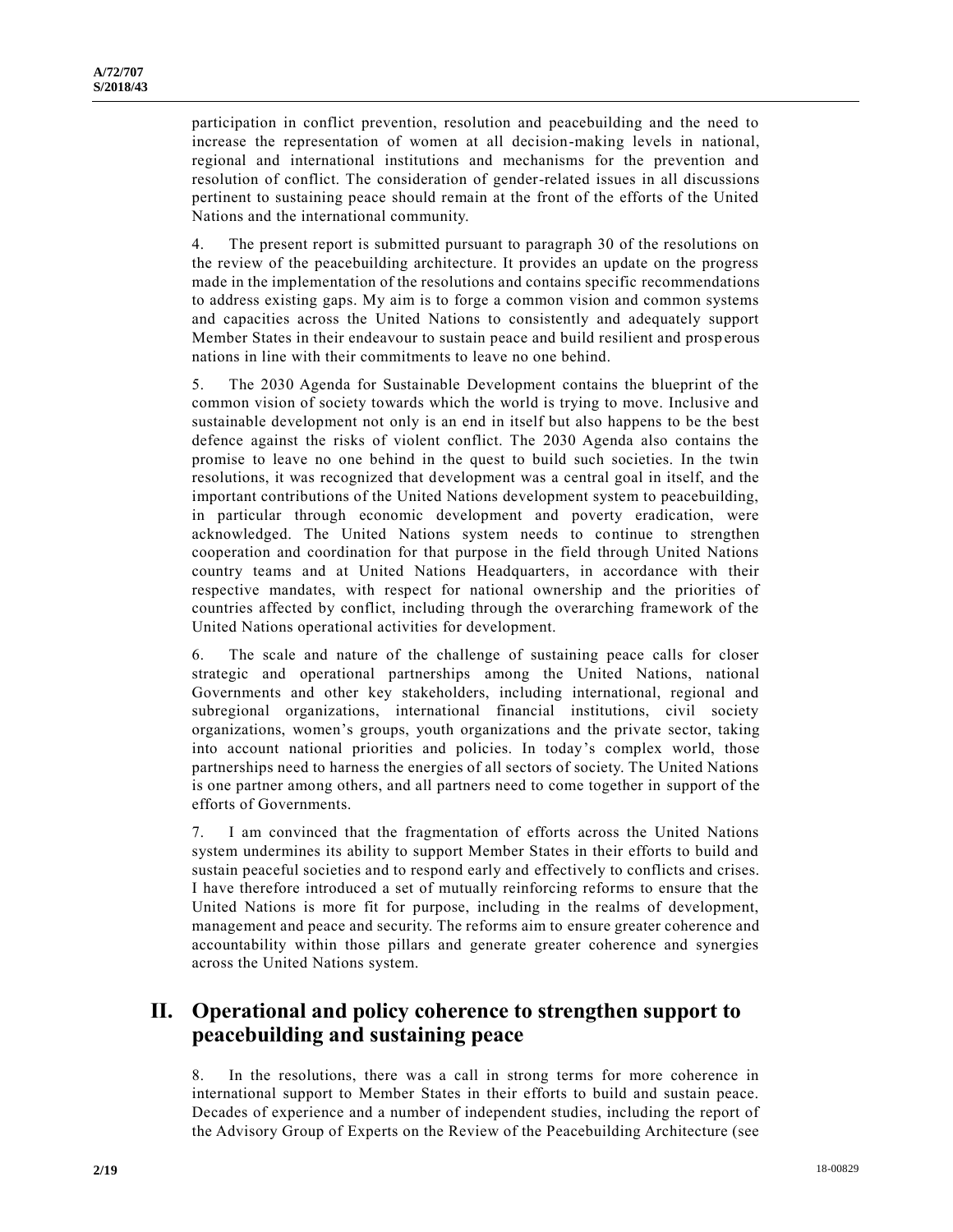participation in conflict prevention, resolution and peacebuilding and the need to increase the representation of women at all decision-making levels in national, regional and international institutions and mechanisms for the prevention and resolution of conflict. The consideration of gender-related issues in all discussions pertinent to sustaining peace should remain at the front of the efforts of the United Nations and the international community.

4. The present report is submitted pursuant to paragraph 30 of the resolutions on the review of the peacebuilding architecture. It provides an update on the progress made in the implementation of the resolutions and contains specific recommendations to address existing gaps. My aim is to forge a common vision and common systems and capacities across the United Nations to consistently and adequately support Member States in their endeavour to sustain peace and build resilient and prosperous nations in line with their commitments to leave no one behind.

5. The 2030 Agenda for Sustainable Development contains the blueprint of the common vision of society towards which the world is trying to move. Inclusive and sustainable development not only is an end in itself but also happens to be the best defence against the risks of violent conflict. The 2030 Agenda also contains the promise to leave no one behind in the quest to build such societies. In the twin resolutions, it was recognized that development was a central goal in itself, and the important contributions of the United Nations development system to peacebuilding, in particular through economic development and poverty eradication, were acknowledged. The United Nations system needs to continue to strengthen cooperation and coordination for that purpose in the field through United Nations country teams and at United Nations Headquarters, in accordance with their respective mandates, with respect for national ownership and the priorities of countries affected by conflict, including through the overarching framework of the United Nations operational activities for development.

6. The scale and nature of the challenge of sustaining peace calls for closer strategic and operational partnerships among the United Nations, national Governments and other key stakeholders, including international, regional and subregional organizations, international financial institutions, civil society organizations, women's groups, youth organizations and the private sector, taking into account national priorities and policies. In today's complex world, those partnerships need to harness the energies of all sectors of society. The United Nations is one partner among others, and all partners need to come together in support of the efforts of Governments.

7. I am convinced that the fragmentation of efforts across the United Nations system undermines its ability to support Member States in their efforts to build and sustain peaceful societies and to respond early and effectively to conflicts and crises. I have therefore introduced a set of mutually reinforcing reforms to ensure that the United Nations is more fit for purpose, including in the realms of development, management and peace and security. The reforms aim to ensure greater coherence and accountability within those pillars and generate greater coherence and synergies across the United Nations system.

## II. Operational and policy coherence to strengthen support to peacebuilding and sustaining peace

8. In the resolutions, there was a call in strong terms for more coherence in international support to Member States in their efforts to build and sustain peace. Decades of experience and a number of independent studies, including the report of the Advisory Group of Experts on the Review of the Peacebuilding Architecture (see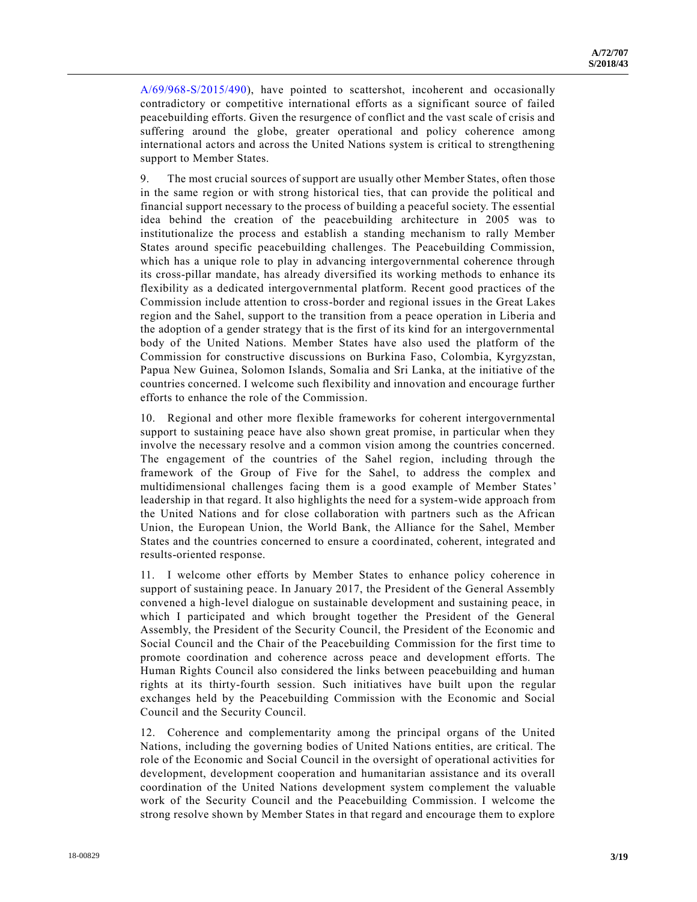A/69/968-S/2015/490), have pointed to scattershot, incoherent and occasionally contradictory or competitive international efforts as a significant source of failed peacebuilding efforts. Given the resurgence of conflict and the vast scale of crisis and suffering around the globe, greater operational and policy coherence among international actors and across the United Nations system is critical to strengthening support to Member States.

9. The most crucial sources of support are usually other Member States, often those in the same region or with strong historical ties, that can provide the political and financial support necessary to the process of building a peaceful society. The essential idea behind the creation of the peacebuilding architecture in 2005 was to institutionalize the process and establish a standing mechanism to rally Member States around specific peacebuilding challenges. The Peacebuilding Commission, which has a unique role to play in advancing intergovernmental coherence through its cross-pillar mandate, has already diversified its working methods to enhance its flexibility as a dedicated intergovernmental platform. Recent good practices of the Commission include attention to cross-border and regional issues in the Great Lakes region and the Sahel, support to the transition from a peace operation in Liberia and the adoption of a gender strategy that is the first of its kind for an intergovernmental body of the United Nations. Member States have also used the platform of the Commission for constructive discussions on Burkina Faso, Colombia, Kyrgyzstan, Papua New Guinea, Solomon Islands, Somalia and Sri Lanka, at the initiative of the countries concerned. I welcome such flexibility and innovation and encourage further efforts to enhance the role of the Commission.

10. Regional and other more flexible frameworks for coherent intergovernmental support to sustaining peace have also shown great promise, in particular when they involve the necessary resolve and a common vision among the countries concerned. The engagement of the countries of the Sahel region, including through the framework of the Group of Five for the Sahel, to address the complex and multidimensional challenges facing them is a good example of Member States' leadership in that regard. It also highlights the need for a system-wide approach from the United Nations and for close collaboration with partners such as the African Union, the European Union, the World Bank, the Alliance for the Sahel, Member States and the countries concerned to ensure a coordinated, coherent, integrated and results-oriented response.

11. I welcome other efforts by Member States to enhance policy coherence in support of sustaining peace. In January 2017, the President of the General Assembly convened a high-level dialogue on sustainable development and sustaining peace, in which I participated and which brought together the President of the General Assembly, the President of the Security Council, the President of the Economic and Social Council and the Chair of the Peacebuilding Commission for the first time to promote coordination and coherence across peace and development efforts. The Human Rights Council also considered the links between peacebuilding and human rights at its thirty-fourth session. Such initiatives have built upon the regular exchanges held by the Peacebuilding Commission with the Economic and Social Council and the Security Council.

12. Coherence and complementarity among the principal organs of the United Nations, including the governing bodies of United Nations entities, are critical. The role of the Economic and Social Council in the oversight of operational activities for development, development cooperation and humanitarian assistance and its overall coordination of the United Nations development system complement the valuable work of the Security Council and the Peacebuilding Commission. I welcome the strong resolve shown by Member States in that regard and encourage them to explore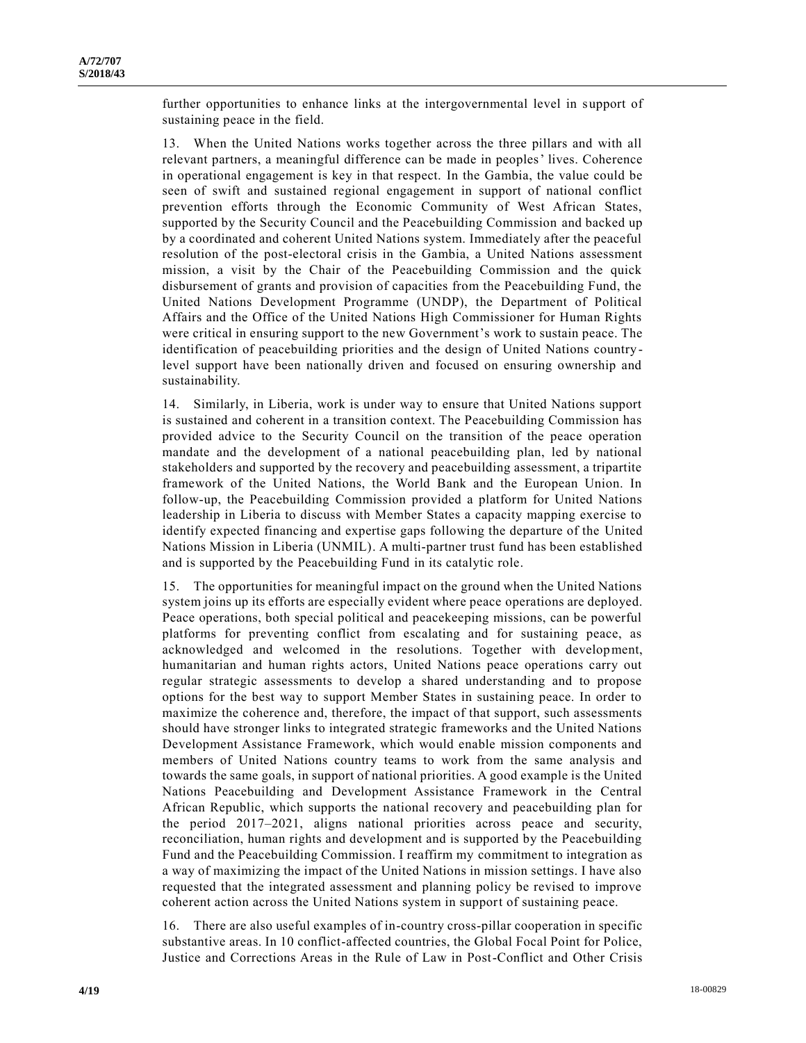further opportunities to enhance links at the intergovernmental level in support of sustaining peace in the field.

13. When the United Nations works together across the three pillars and with all relevant partners, a meaningful difference can be made in peoples' lives. Coherence in operational engagement is key in that respect. In the Gambia, the value could be seen of swift and sustained regional engagement in support of national conflict prevention efforts through the Economic Community of West African States, supported by the Security Council and the Peacebuilding Commission and backed up by a coordinated and coherent United Nations system. Immediately after the peaceful resolution of the post-electoral crisis in the Gambia, a United Nations assessment mission, a visit by the Chair of the Peacebuilding Commission and the quick disbursement of grants and provision of capacities from the Peacebuilding Fund, the United Nations Development Programme (UNDP), the Department of Political Affairs and the Office of the United Nations High Commissioner for Human Rights were critical in ensuring support to the new Government's work to sustain peace. The identification of peacebuilding priorities and the design of United Nations country-level support have been nationally driven and focused on ensuring ownership and sustainability.

14. Similarly, in Liberia, work is under way to ensure that United Nations support is sustained and coherent in a transition context. The Peacebuilding Commission has provided advice to the Security Council on the transition of the peace operation mandate and the development of a national peacebuilding plan, led by national stakeholders and supported by the recovery and peacebuilding assessment, a tripartite framework of the United Nations, the World Bank and the European Union. In follow-up, the Peacebuilding Commission provided a platform for United Nations leadership in Liberia to discuss with Member States a capacity mapping exercise to identify expected financing and expertise gaps following the departure of the United Nations Mission in Liberia (UNMIL). A multi-partner trust fund has been established and is supported by the Peacebuilding Fund in its catalytic role.

15. The opportunities for meaningful impact on the ground when the United Nations system joins up its efforts are especially evident where peace operations are deployed. Peace operations, both special political and peacekeeping missions, can be powerful platforms for preventing conflict from escalating and for sustaining peace, as acknowledged and welcomed in the resolutions. Together with development, humanitarian and human rights actors, United Nations peace operations carry out regular strategic assessments to develop a shared understanding and to propose options for the best way to support Member States in sustaining peace. In order to maximize the coherence and, therefore, the impact of that support, such assessments should have stronger links to integrated strategic frameworks and the United Nations Development Assistance Framework, which would enable mission components and members of United Nations country teams to work from the same analysis and towards the same goals, in support of national priorities. A good example is the United Nations Peacebuilding and Development Assistance Framework in the Central African Republic, which supports the national recovery and peacebuilding plan for the period 2017–2021, aligns national priorities across peace and security, reconciliation, human rights and development and is supported by the Peacebuilding Fund and the Peacebuilding Commission. I reaffirm my commitment to integration as a way of maximizing the impact of the United Nations in mission settings. I have also requested that the integrated assessment and planning policy be revised to improve coherent action across the United Nations system in support of sustaining peace.

16. There are also useful examples of in-country cross-pillar cooperation in specific substantive areas. In 10 conflict-affected countries, the Global Focal Point for Police, Justice and Corrections Areas in the Rule of Law in Post-Conflict and Other Crisis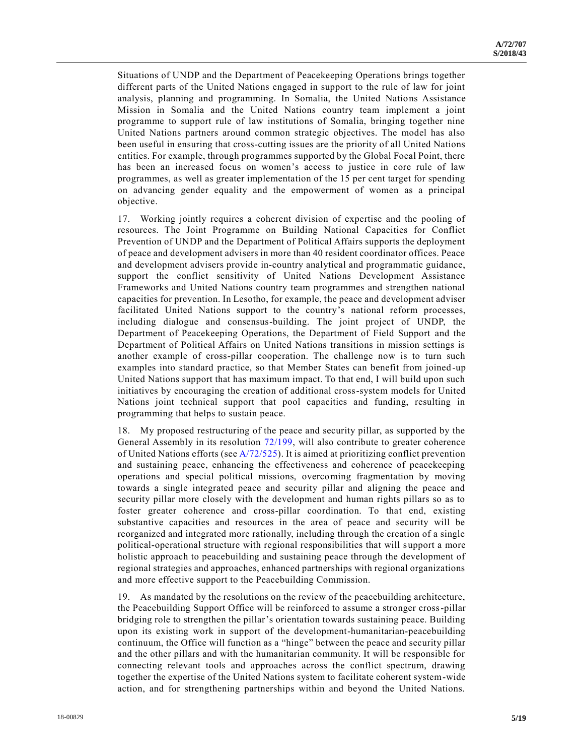Situations of UNDP and the Department of Peacekeeping Operations brings together different parts of the United Nations engaged in support to the rule of law for joint analysis, planning and programming. In Somalia, the United Nations Assistance Mission in Somalia and the United Nations country team implement a joint programme to support rule of law institutions of Somalia, bringing together nine United Nations partners around common strategic objectives. The model has also been useful in ensuring that cross-cutting issues are the priority of all United Nations entities. For example, through programmes supported by the Global Focal Point, there has been an increased focus on women's access to justice in core rule of law programmes, as well as greater implementation of the 15 per cent target for spending on advancing gender equality and the empowerment of women as a principal objective.

17. Working jointly requires a coherent division of expertise and the pooling of resources. The Joint Programme on Building National Capacities for Conflict Prevention of UNDP and the Department of Political Affairs supports the deployment of peace and development advisers in more than 40 resident coordinator offices. Peace and development advisers provide in-country analytical and programmatic guidance, support the conflict sensitivity of United Nations Development Assistance Frameworks and United Nations country team programmes and strengthen national capacities for prevention. In Lesotho, for example, the peace and development adviser facilitated United Nations support to the country's national reform processes, including dialogue and consensus-building. The joint project of UNDP, the Department of Peacekeeping Operations, the Department of Field Support and the Department of Political Affairs on United Nations transitions in mission settings is another example of cross-pillar cooperation. The challenge now is to turn such examples into standard practice, so that Member States can benefit from joined-up United Nations support that has maximum impact. To that end, I will build upon such initiatives by encouraging the creation of additional cross-system models for United Nations joint technical support that pool capacities and funding, resulting in programming that helps to sustain peace.

18. My proposed restructuring of the peace and security pillar, as supported by the General Assembly in its resolution 72/199, will also contribute to greater coherence of United Nations efforts (see A/72/525). It is aimed at prioritizing conflict prevention and sustaining peace, enhancing the effectiveness and coherence of peacekeeping operations and special political missions, overcoming fragmentation by moving towards a single integrated peace and security pillar and aligning the peace and security pillar more closely with the development and human rights pillars so as to foster greater coherence and cross-pillar coordination. To that end, existing substantive capacities and resources in the area of peace and security will be reorganized and integrated more rationally, including through the creation of a single political-operational structure with regional responsibilities that will support a more holistic approach to peacebuilding and sustaining peace through the development of regional strategies and approaches, enhanced partnerships with regional organizations and more effective support to the Peacebuilding Commission.

19. As mandated by the resolutions on the review of the peacebuilding architecture, the Peacebuilding Support Office will be reinforced to assume a stronger cross-pillar bridging role to strengthen the pillar's orientation towards sustaining peace. Building upon its existing work in support of the development-humanitarian-peacebuilding continuum, the Office will function as a "hinge" between the peace and security pillar and the other pillars and with the humanitarian community. It will be responsible for connecting relevant tools and approaches across the conflict spectrum, drawing together the expertise of the United Nations system to facilitate coherent system-wide action, and for strengthening partnerships within and beyond the United Nations.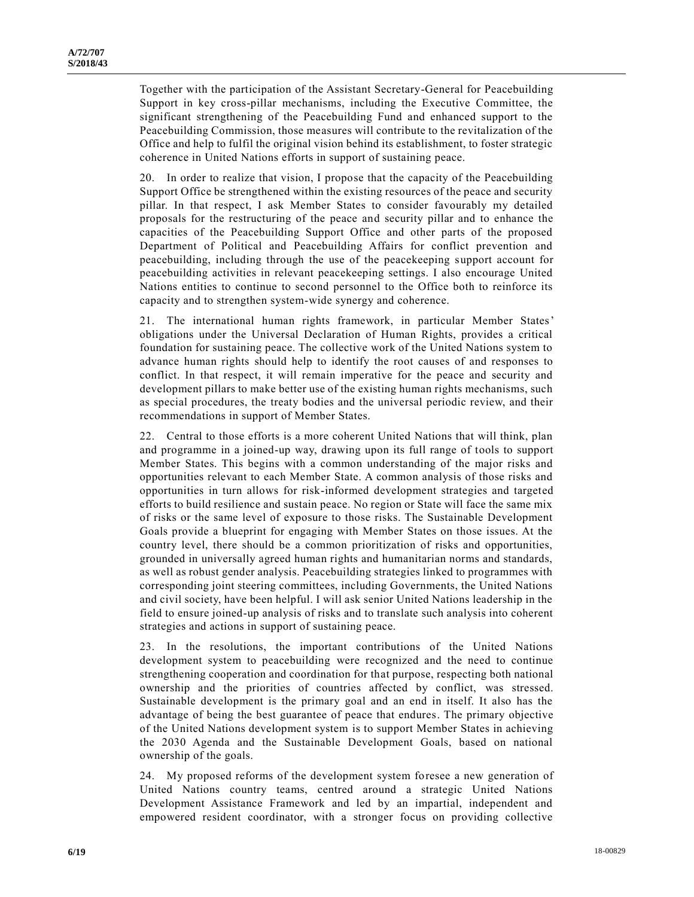Together with the participation of the Assistant Secretary-General for Peacebuilding Support in key cross-pillar mechanisms, including the Executive Committee, the significant strengthening of the Peacebuilding Fund and enhanced support to the Peacebuilding Commission, those measures will contribute to the revitalization of the Office and help to fulfil the original vision behind its establishment, to foster strategic coherence in United Nations efforts in support of sustaining peace.

20. In order to realize that vision, I propose that the capacity of the Peacebuilding Support Office be strengthened within the existing resources of the peace and security pillar. In that respect, I ask Member States to consider favourably my detailed proposals for the restructuring of the peace and security pillar and to enhance the capacities of the Peacebuilding Support Office and other parts of the proposed Department of Political and Peacebuilding Affairs for conflict prevention and peacebuilding, including through the use of the peacekeeping support account for peacebuilding activities in relevant peacekeeping settings. I also encourage United Nations entities to continue to second personnel to the Office both to reinforce its capacity and to strengthen system-wide synergy and coherence.

21. The international human rights framework, in particular Member States' obligations under the Universal Declaration of Human Rights, provides a critical foundation for sustaining peace. The collective work of the United Nations system to advance human rights should help to identify the root causes of and responses to conflict. In that respect, it will remain imperative for the peace and security and development pillars to make better use of the existing human rights mechanisms, such as special procedures, the treaty bodies and the universal periodic review, and their recommendations in support of Member States.

22. Central to those efforts is a more coherent United Nations that will think, plan and programme in a joined-up way, drawing upon its full range of tools to support Member States. This begins with a common understanding of the major risks and opportunities relevant to each Member State. A common analysis of those risks and opportunities in turn allows for risk-informed development strategies and targeted efforts to build resilience and sustain peace. No region or State will face the same mix of risks or the same level of exposure to those risks. The Sustainable Development Goals provide a blueprint for engaging with Member States on those issues. At the country level, there should be a common prioritization of risks and opportunities, grounded in universally agreed human rights and humanitarian norms and standards, as well as robust gender analysis. Peacebuilding strategies linked to programmes with corresponding joint steering committees, including Governments, the United Nations and civil society, have been helpful. I will ask senior United Nations leadership in the field to ensure joined-up analysis of risks and to translate such analysis into coherent strategies and actions in support of sustaining peace.

23. In the resolutions, the important contributions of the United Nations development system to peacebuilding were recognized and the need to continue strengthening cooperation and coordination for that purpose, respecting both national ownership and the priorities of countries affected by conflict, was stressed. Sustainable development is the primary goal and an end in itself. It also has the advantage of being the best guarantee of peace that endures. The primary objective of the United Nations development system is to support Member States in achieving the 2030 Agenda and the Sustainable Development Goals, based on national ownership of the goals.

24. My proposed reforms of the development system foresee a new generation of United Nations country teams, centred around a strategic United Nations Development Assistance Framework and led by an impartial, independent and empowered resident coordinator, with a stronger focus on providing collective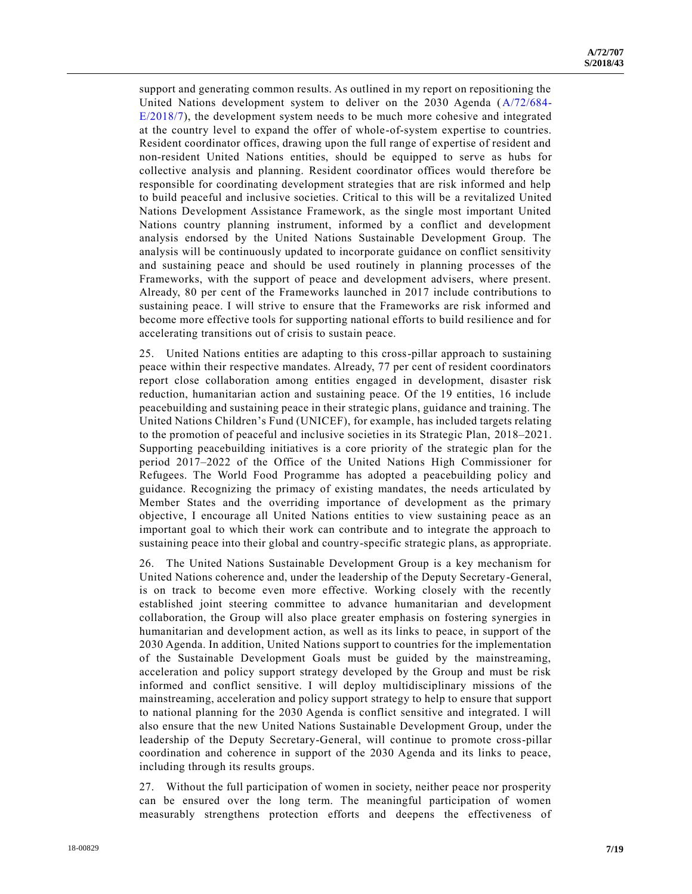support and generating common results. As outlined in my report on repositioning the United Nations development system to deliver on the 2030 Agenda (A/72/684-E/2018/7), the development system needs to be much more cohesive and integrated at the country level to expand the offer of whole-of-system expertise to countries. Resident coordinator offices, drawing upon the full range of expertise of resident and non-resident United Nations entities, should be equipped to serve as hubs for collective analysis and planning. Resident coordinator offices would therefore be responsible for coordinating development strategies that are risk informed and help to build peaceful and inclusive societies. Critical to this will be a revitalized United Nations Development Assistance Framework, as the single most important United Nations country planning instrument, informed by a conflict and development analysis endorsed by the United Nations Sustainable Development Group. The analysis will be continuously updated to incorporate guidance on conflict sensitivity and sustaining peace and should be used routinely in planning processes of the Frameworks, with the support of peace and development advisers, where present. Already, 80 per cent of the Frameworks launched in 2017 include contributions to sustaining peace. I will strive to ensure that the Frameworks are risk informed and become more effective tools for supporting national efforts to build resilience and for accelerating transitions out of crisis to sustain peace.

25. United Nations entities are adapting to this cross-pillar approach to sustaining peace within their respective mandates. Already, 77 per cent of resident coordinators report close collaboration among entities engaged in development, disaster risk reduction, humanitarian action and sustaining peace. Of the 19 entities, 16 include peacebuilding and sustaining peace in their strategic plans, guidance and training. The United Nations Children's Fund (UNICEF), for example, has included targets relating to the promotion of peaceful and inclusive societies in its Strategic Plan, 2018–2021. Supporting peacebuilding initiatives is a core priority of the strategic plan for the period 2017–2022 of the Office of the United Nations High Commissioner for Refugees. The World Food Programme has adopted a peacebuilding policy and guidance. Recognizing the primacy of existing mandates, the needs articulated by Member States and the overriding importance of development as the primary objective, I encourage all United Nations entities to view sustaining peace as an important goal to which their work can contribute and to integrate the approach to sustaining peace into their global and country-specific strategic plans, as appropriate.

26. The United Nations Sustainable Development Group is a key mechanism for United Nations coherence and, under the leadership of the Deputy Secretary-General, is on track to become even more effective. Working closely with the recently established joint steering committee to advance humanitarian and development collaboration, the Group will also place greater emphasis on fostering synergies in humanitarian and development action, as well as its links to peace, in support of the 2030 Agenda. In addition, United Nations support to countries for the implementation of the Sustainable Development Goals must be guided by the mainstreaming, acceleration and policy support strategy developed by the Group and must be risk informed and conflict sensitive. I will deploy multidisciplinary missions of the mainstreaming, acceleration and policy support strategy to help to ensure that support to national planning for the 2030 Agenda is conflict sensitive and integrated. I will also ensure that the new United Nations Sustainable Development Group, under the leadership of the Deputy Secretary-General, will continue to promote cross-pillar coordination and coherence in support of the 2030 Agenda and its links to peace, including through its results groups.

27. Without the full participation of women in society, neither peace nor prosperity can be ensured over the long term. The meaningful participation of women measurably strengthens protection efforts and deepens the effectiveness of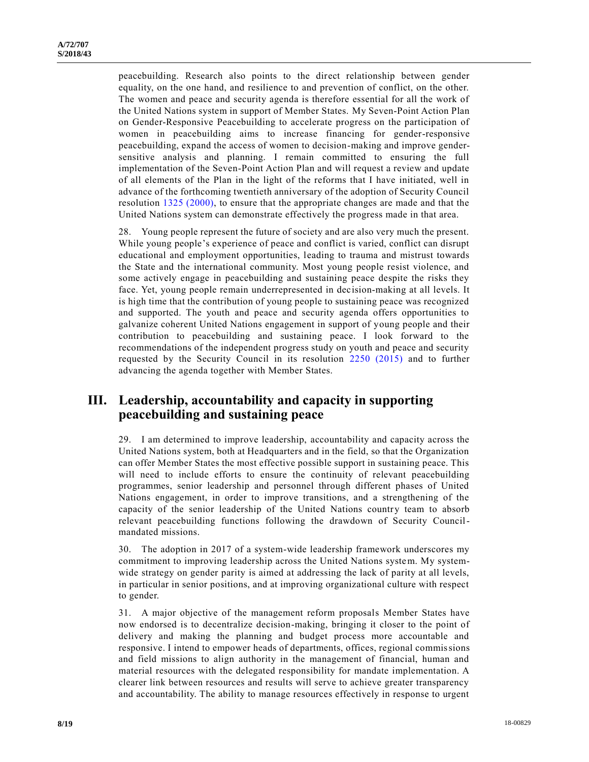peacebuilding. Research also points to the direct relationship between gender equality, on the one hand, and resilience to and prevention of conflict, on the other. The women and peace and security agenda is therefore essential for all the work of the United Nations system in support of Member States. My Seven-Point Action Plan on Gender-Responsive Peacebuilding to accelerate progress on the participation of women in peacebuilding aims to increase financing for gender-responsive peacebuilding, expand the access of women to decision-making and improve gender-sensitive analysis and planning. I remain committed to ensuring the full implementation of the Seven-Point Action Plan and will request a review and update of all elements of the Plan in the light of the reforms that I have initiated, well in advance of the forthcoming twentieth anniversary of the adoption of Security Council resolution 1325 (2000), to ensure that the appropriate changes are made and that the United Nations system can demonstrate effectively the progress made in that area.

28. Young people represent the future of society and are also very much the present. While young people's experience of peace and conflict is varied, conflict can disrupt educational and employment opportunities, leading to trauma and mistrust towards the State and the international community. Most young people resist violence, and some actively engage in peacebuilding and sustaining peace despite the risks they face. Yet, young people remain underrepresented in decision-making at all levels. It is high time that the contribution of young people to sustaining peace was recognized and supported. The youth and peace and security agenda offers opportunities to galvanize coherent United Nations engagement in support of young people and their contribution to peacebuilding and sustaining peace. I look forward to the recommendations of the independent progress study on youth and peace and security requested by the Security Council in its resolution 2250 (2015) and to further advancing the agenda together with Member States.

## III. Leadership, accountability and capacity in supporting peacebuilding and sustaining peace

29. I am determined to improve leadership, accountability and capacity across the United Nations system, both at Headquarters and in the field, so that the Organization can offer Member States the most effective possible support in sustaining peace. This will need to include efforts to ensure the continuity of relevant peacebuilding programmes, senior leadership and personnel through different phases of United Nations engagement, in order to improve transitions, and a strengthening of the capacity of the senior leadership of the United Nations country team to absorb relevant peacebuilding functions following the drawdown of Security Council-mandated missions.

30. The adoption in 2017 of a system-wide leadership framework underscores my commitment to improving leadership across the United Nations system. My system-wide strategy on gender parity is aimed at addressing the lack of parity at all levels, in particular in senior positions, and at improving organizational culture with respect to gender.

31. A major objective of the management reform proposals Member States have now endorsed is to decentralize decision-making, bringing it closer to the point of delivery and making the planning and budget process more accountable and responsive. I intend to empower heads of departments, offices, regional commissions and field missions to align authority in the management of financial, human and material resources with the delegated responsibility for mandate implementation. A clearer link between resources and results will serve to achieve greater transparency and accountability. The ability to manage resources effectively in response to urgent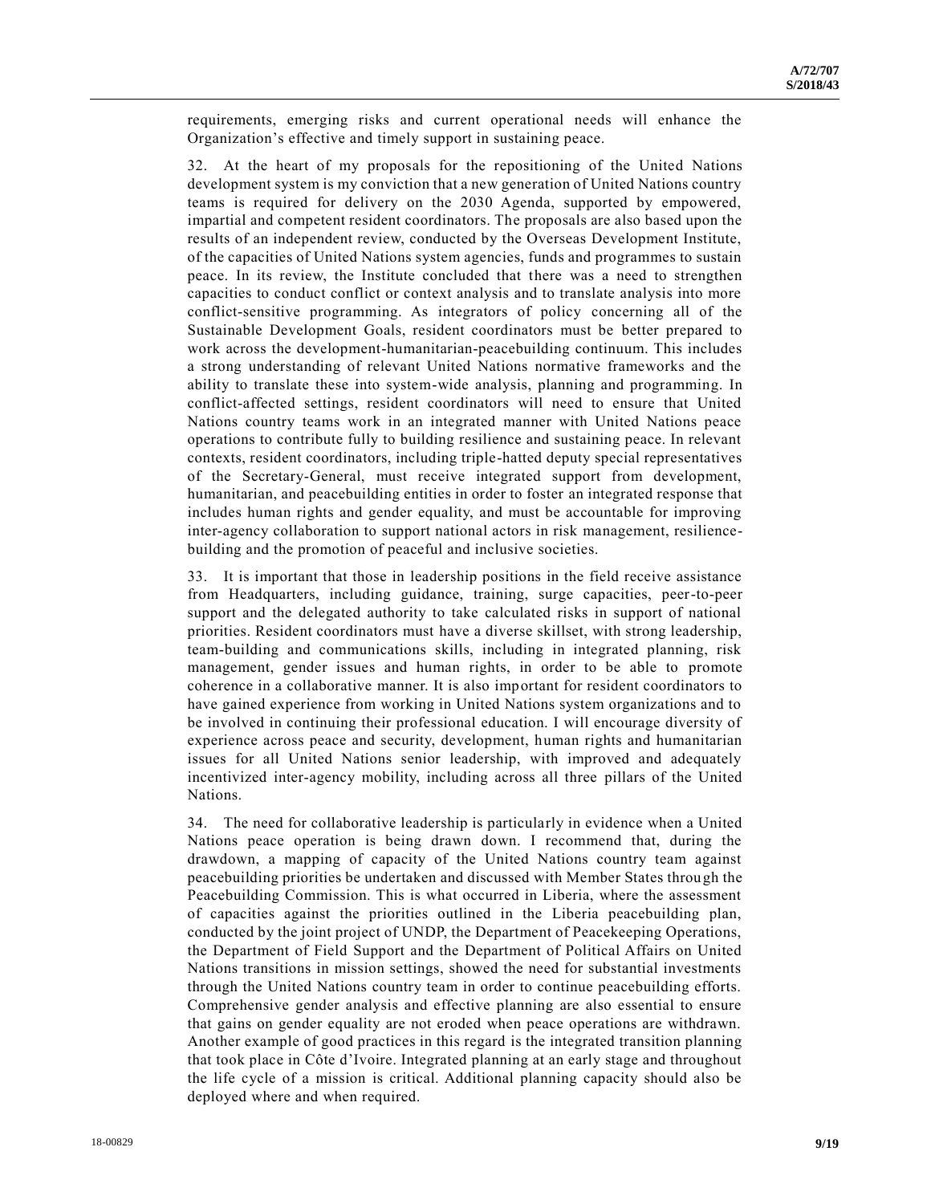requirements, emerging risks and current operational needs will enhance the Organization's effective and timely support in sustaining peace.

32. At the heart of my proposals for the repositioning of the United Nations development system is my conviction that a new generation of United Nations country teams is required for delivery on the 2030 Agenda, supported by empowered, impartial and competent resident coordinators. The proposals are also based upon the results of an independent review, conducted by the Overseas Development Institute, of the capacities of United Nations system agencies, funds and programmes to sustain peace. In its review, the Institute concluded that there was a need to strengthen capacities to conduct conflict or context analysis and to translate analysis into more conflict-sensitive programming. As integrators of policy concerning all of the Sustainable Development Goals, resident coordinators must be better prepared to work across the development-humanitarian-peacebuilding continuum. This includes a strong understanding of relevant United Nations normative frameworks and the ability to translate these into system-wide analysis, planning and programming. In conflict-affected settings, resident coordinators will need to ensure that United Nations country teams work in an integrated manner with United Nations peace operations to contribute fully to building resilience and sustaining peace. In relevant contexts, resident coordinators, including triple-hatted deputy special representatives of the Secretary-General, must receive integrated support from development, humanitarian, and peacebuilding entities in order to foster an integrated response that includes human rights and gender equality, and must be accountable for improving inter-agency collaboration to support national actors in risk management, resilience-building and the promotion of peaceful and inclusive societies.

33. It is important that those in leadership positions in the field receive assistance from Headquarters, including guidance, training, surge capacities, peer-to-peer support and the delegated authority to take calculated risks in support of national priorities. Resident coordinators must have a diverse skillset, with strong leadership, team-building and communications skills, including in integrated planning, risk management, gender issues and human rights, in order to be able to promote coherence in a collaborative manner. It is also important for resident coordinators to have gained experience from working in United Nations system organizations and to be involved in continuing their professional education. I will encourage diversity of experience across peace and security, development, human rights and humanitarian issues for all United Nations senior leadership, with improved and adequately incentivized inter-agency mobility, including across all three pillars of the United Nations.

34. The need for collaborative leadership is particularly in evidence when a United Nations peace operation is being drawn down. I recommend that, during the drawdown, a mapping of capacity of the United Nations country team against peacebuilding priorities be undertaken and discussed with Member States through the Peacebuilding Commission. This is what occurred in Liberia, where the assessment of capacities against the priorities outlined in the Liberia peacebuilding plan, conducted by the joint project of UNDP, the Department of Peacekeeping Operations, the Department of Field Support and the Department of Political Affairs on United Nations transitions in mission settings, showed the need for substantial investments through the United Nations country team in order to continue peacebuilding efforts. Comprehensive gender analysis and effective planning are also essential to ensure that gains on gender equality are not eroded when peace operations are withdrawn. Another example of good practices in this regard is the integrated transition planning that took place in Côte d'Ivoire. Integrated planning at an early stage and throughout the life cycle of a mission is critical. Additional planning capacity should also be deployed where and when required.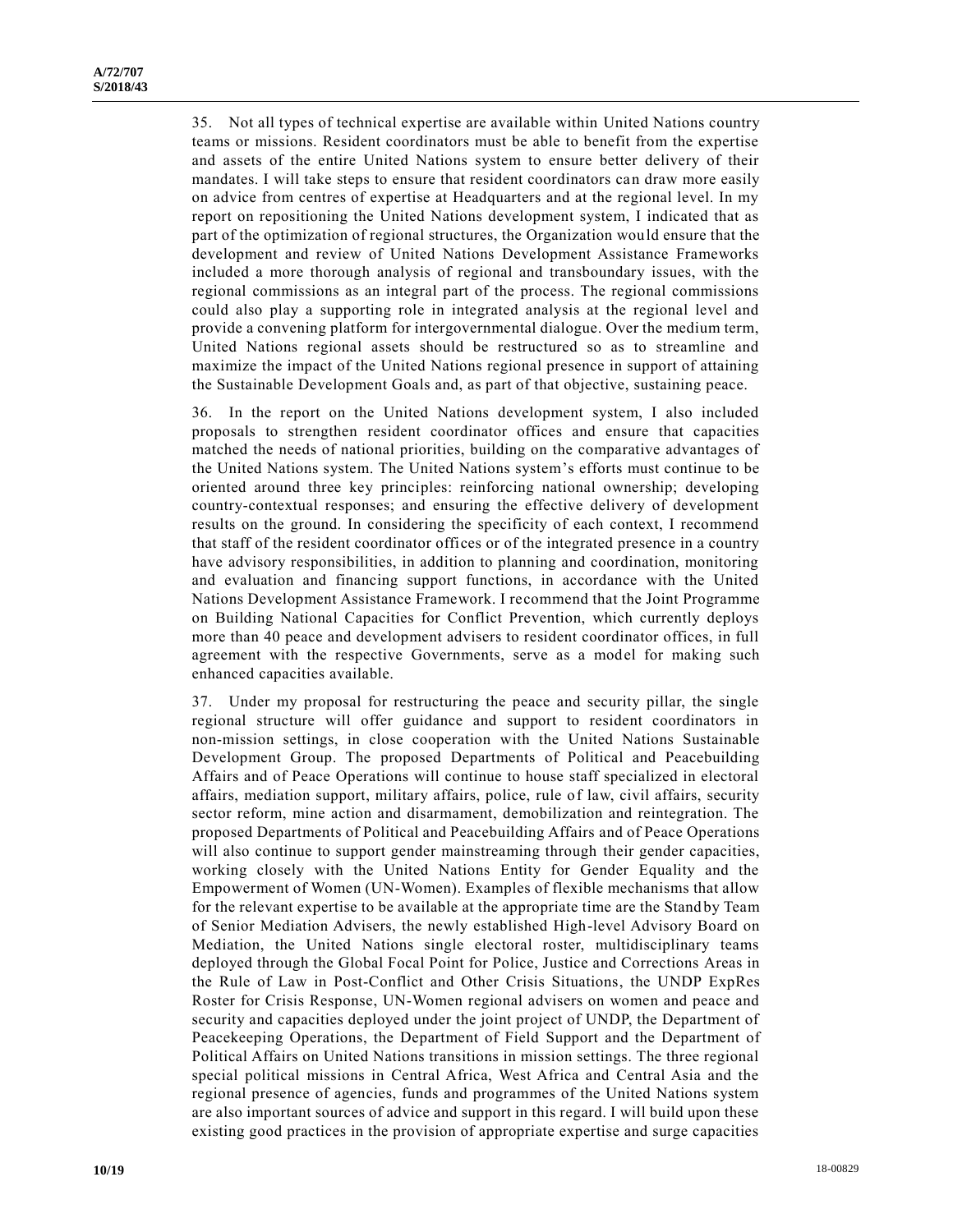35. Not all types of technical expertise are available within United Nations country teams or missions. Resident coordinators must be able to benefit from the expertise and assets of the entire United Nations system to ensure better delivery of their mandates. I will take steps to ensure that resident coordinators can draw more easily on advice from centres of expertise at Headquarters and at the regional level. In my report on repositioning the United Nations development system, I indicated that as part of the optimization of regional structures, the Organization would ensure that the development and review of United Nations Development Assistance Frameworks included a more thorough analysis of regional and transboundary issues, with the regional commissions as an integral part of the process. The regional commissions could also play a supporting role in integrated analysis at the regional level and provide a convening platform for intergovernmental dialogue. Over the medium term, United Nations regional assets should be restructured so as to streamline and maximize the impact of the United Nations regional presence in support of attaining the Sustainable Development Goals and, as part of that objective, sustaining peace.

36. In the report on the United Nations development system, I also included proposals to strengthen resident coordinator offices and ensure that capacities matched the needs of national priorities, building on the comparative advantages of the United Nations system. The United Nations system's efforts must continue to be oriented around three key principles: reinforcing national ownership; developing country-contextual responses; and ensuring the effective delivery of development results on the ground. In considering the specificity of each context, I recommend that staff of the resident coordinator offices or of the integrated presence in a country have advisory responsibilities, in addition to planning and coordination, monitoring and evaluation and financing support functions, in accordance with the United Nations Development Assistance Framework. I recommend that the Joint Programme on Building National Capacities for Conflict Prevention, which currently deploys more than 40 peace and development advisers to resident coordinator offices, in full agreement with the respective Governments, serve as a model for making such enhanced capacities available.

37. Under my proposal for restructuring the peace and security pillar, the single regional structure will offer guidance and support to resident coordinators in non-mission settings, in close cooperation with the United Nations Sustainable Development Group. The proposed Departments of Political and Peacebuilding Affairs and of Peace Operations will continue to house staff specialized in electoral affairs, mediation support, military affairs, police, rule of law, civil affairs, security sector reform, mine action and disarmament, demobilization and reintegration. The proposed Departments of Political and Peacebuilding Affairs and of Peace Operations will also continue to support gender mainstreaming through their gender capacities, working closely with the United Nations Entity for Gender Equality and the Empowerment of Women (UN-Women). Examples of flexible mechanisms that allow for the relevant expertise to be available at the appropriate time are the Standby Team of Senior Mediation Advisers, the newly established High-level Advisory Board on Mediation, the United Nations single electoral roster, multidisciplinary teams deployed through the Global Focal Point for Police, Justice and Corrections Areas in the Rule of Law in Post-Conflict and Other Crisis Situations, the UNDP ExpRes Roster for Crisis Response, UN-Women regional advisers on women and peace and security and capacities deployed under the joint project of UNDP, the Department of Peacekeeping Operations, the Department of Field Support and the Department of Political Affairs on United Nations transitions in mission settings. The three regional special political missions in Central Africa, West Africa and Central Asia and the regional presence of agencies, funds and programmes of the United Nations system are also important sources of advice and support in this regard. I will build upon these existing good practices in the provision of appropriate expertise and surge capacities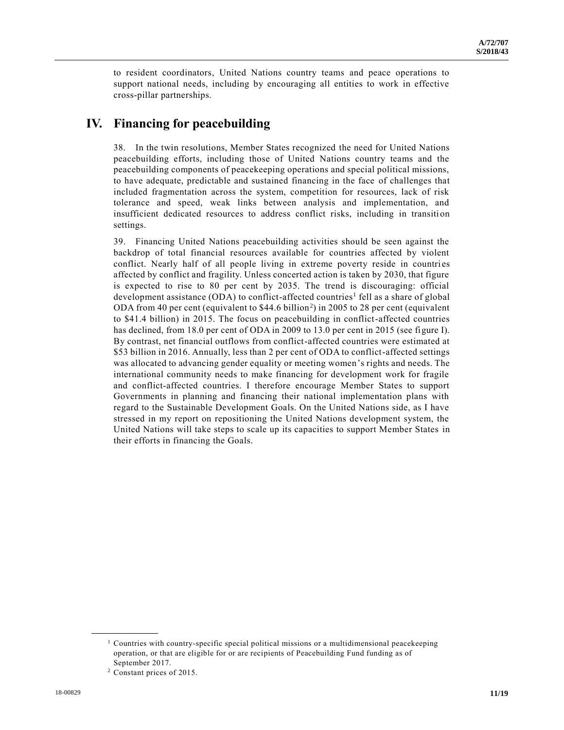to resident coordinators, United Nations country teams and peace operations to support national needs, including by encouraging all entities to work in effective cross-pillar partnerships.

# IV. Financing for peacebuilding

38. In the twin resolutions, Member States recognized the need for United Nations peacebuilding efforts, including those of United Nations country teams and the peacebuilding components of peacekeeping operations and special political missions, to have adequate, predictable and sustained financing in the face of challenges that included fragmentation across the system, competition for resources, lack of risk tolerance and speed, weak links between analysis and implementation, and insufficient dedicated resources to address conflict risks, including in transition settings.

39. Financing United Nations peacebuilding activities should be seen against the backdrop of total financial resources available for countries affected by violent conflict. Nearly half of all people living in extreme poverty reside in countries affected by conflict and fragility. Unless concerted action is taken by 2030, that figure is expected to rise to 80 per cent by 2035. The trend is discouraging: official development assistance (ODA) to conflict-affected countries[1] fell as a share of global ODA from 40 per cent (equivalent to $44.6 billion[2]) in 2005 to 28 per cent (equivalent to $41.4 billion) in 2015. The focus on peacebuilding in conflict-affected countries has declined, from 18.0 per cent of ODA in 2009 to 13.0 per cent in 2015 (see figure I). By contrast, net financial outflows from conflict-affected countries were estimated at $53 billion in 2016. Annually, less than 2 per cent of ODA to conflict-affected settings was allocated to advancing gender equality or meeting women's rights and needs. The international community needs to make financing for development work for fragile and conflict-affected countries. I therefore encourage Member States to support Governments in planning and financing their national implementation plans with regard to the Sustainable Development Goals. On the United Nations side, as I have stressed in my report on repositioning the United Nations development system, the United Nations will take steps to scale up its capacities to support Member States in their efforts in financing the Goals.

---

[1] Countries with country-specific special political missions or a multidimensional peacekeeping operation, or that are eligible for or are recipients of Peacebuilding Fund funding as of September 2017.

[2] Constant prices of 2015.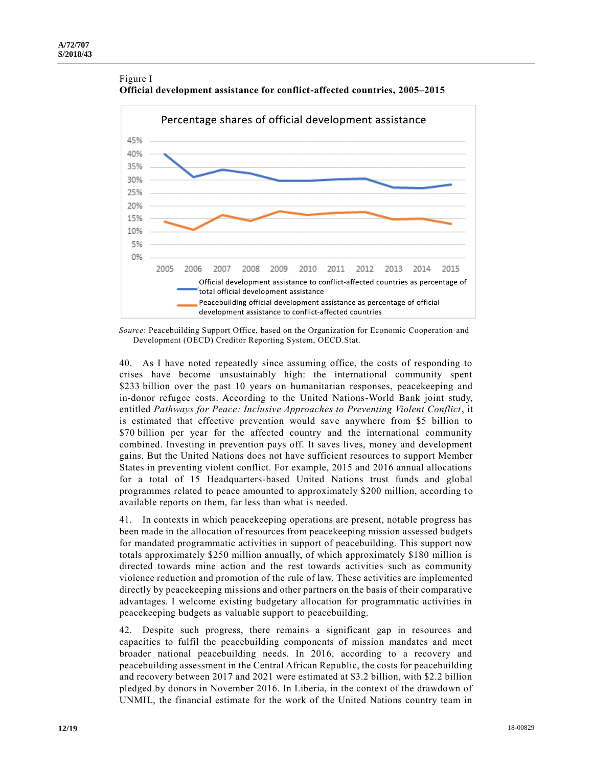Figure I
**Official development assistance for conflict-affected countries, 2005–2015**

Percentage shares of official development assistance

- Official development assistance to conflict-affected countries as percentage of total official development assistance
- Peacebuilding official development assistance as percentage of official development assistance to conflict-affected countries

*Source*: Peacebuilding Support Office, based on the Organization for Economic Cooperation and Development (OECD) Creditor Reporting System, OECD.Stat.

40. As I have noted repeatedly since assuming office, the costs of responding to crises have become unsustainably high: the international community spent $233 billion over the past 10 years on humanitarian responses, peacekeeping and in-donor refugee costs. According to the United Nations-World Bank joint study, entitled *Pathways for Peace: Inclusive Approaches to Preventing Violent Conflict*, it is estimated that effective prevention would save anywhere from $5 billion to $70 billion per year for the affected country and the international community combined. Investing in prevention pays off. It saves lives, money and development gains. But the United Nations does not have sufficient resources to support Member States in preventing violent conflict. For example, 2015 and 2016 annual allocations for a total of 15 Headquarters-based United Nations trust funds and global programmes related to peace amounted to approximately $200 million, according to available reports on them, far less than what is needed.

41. In contexts in which peacekeeping operations are present, notable progress has been made in the allocation of resources from peacekeeping mission assessed budgets for mandated programmatic activities in support of peacebuilding. This support now totals approximately $250 million annually, of which approximately $180 million is directed towards mine action and the rest towards activities such as community violence reduction and promotion of the rule of law. These activities are implemented directly by peacekeeping missions and other partners on the basis of their comparative advantages. I welcome existing budgetary allocation for programmatic activities in peacekeeping budgets as valuable support to peacebuilding.

42. Despite such progress, there remains a significant gap in resources and capacities to fulfil the peacebuilding components of mission mandates and meet broader national peacebuilding needs. In 2016, according to a recovery and peacebuilding assessment in the Central African Republic, the costs for peacebuilding and recovery between 2017 and 2021 were estimated at $3.2 billion, with $2.2 billion pledged by donors in November 2016. In Liberia, in the context of the drawdown of UNMIL, the financial estimate for the work of the United Nations country team in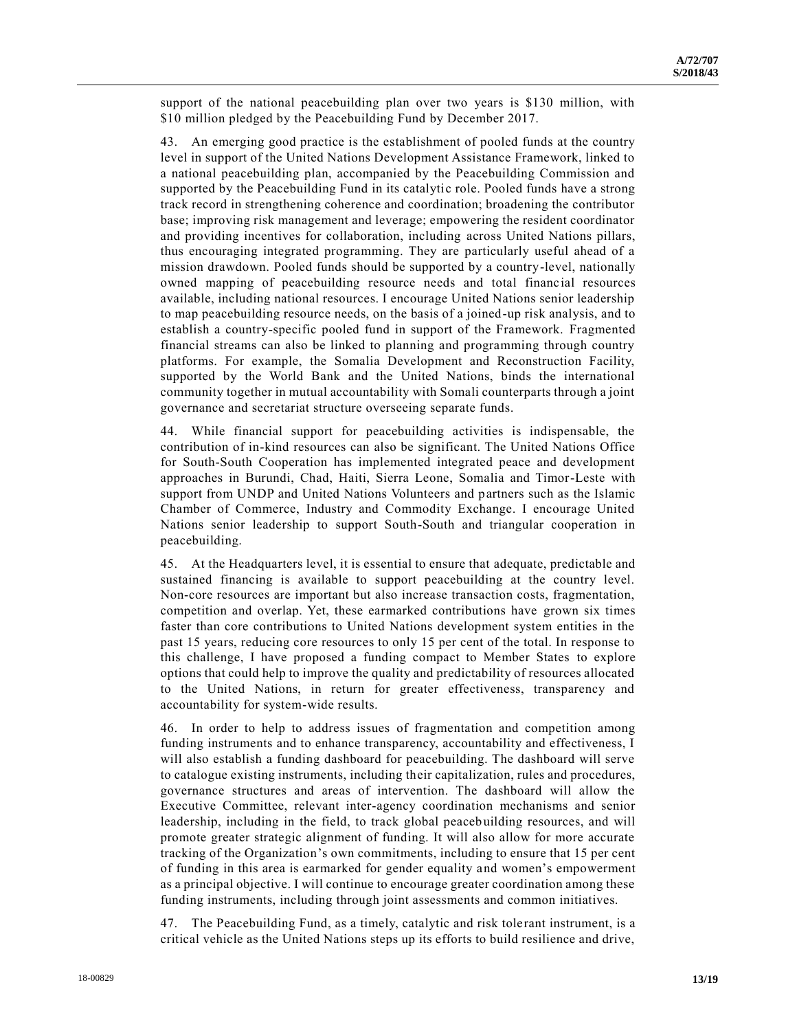support of the national peacebuilding plan over two years is $130 million, with $10 million pledged by the Peacebuilding Fund by December 2017.

43. An emerging good practice is the establishment of pooled funds at the country level in support of the United Nations Development Assistance Framework, linked to a national peacebuilding plan, accompanied by the Peacebuilding Commission and supported by the Peacebuilding Fund in its catalytic role. Pooled funds have a strong track record in strengthening coherence and coordination; broadening the contributor base; improving risk management and leverage; empowering the resident coordinator and providing incentives for collaboration, including across United Nations pillars, thus encouraging integrated programming. They are particularly useful ahead of a mission drawdown. Pooled funds should be supported by a country-level, nationally owned mapping of peacebuilding resource needs and total financial resources available, including national resources. I encourage United Nations senior leadership to map peacebuilding resource needs, on the basis of a joined-up risk analysis, and to establish a country-specific pooled fund in support of the Framework. Fragmented financial streams can also be linked to planning and programming through country platforms. For example, the Somalia Development and Reconstruction Facility, supported by the World Bank and the United Nations, binds the international community together in mutual accountability with Somali counterparts through a joint governance and secretariat structure overseeing separate funds.

44. While financial support for peacebuilding activities is indispensable, the contribution of in-kind resources can also be significant. The United Nations Office for South-South Cooperation has implemented integrated peace and development approaches in Burundi, Chad, Haiti, Sierra Leone, Somalia and Timor-Leste with support from UNDP and United Nations Volunteers and partners such as the Islamic Chamber of Commerce, Industry and Commodity Exchange. I encourage United Nations senior leadership to support South-South and triangular cooperation in peacebuilding.

45. At the Headquarters level, it is essential to ensure that adequate, predictable and sustained financing is available to support peacebuilding at the country level. Non-core resources are important but also increase transaction costs, fragmentation, competition and overlap. Yet, these earmarked contributions have grown six times faster than core contributions to United Nations development system entities in the past 15 years, reducing core resources to only 15 per cent of the total. In response to this challenge, I have proposed a funding compact to Member States to explore options that could help to improve the quality and predictability of resources allocated to the United Nations, in return for greater effectiveness, transparency and accountability for system-wide results.

46. In order to help to address issues of fragmentation and competition among funding instruments and to enhance transparency, accountability and effectiveness, I will also establish a funding dashboard for peacebuilding. The dashboard will serve to catalogue existing instruments, including their capitalization, rules and procedures, governance structures and areas of intervention. The dashboard will allow the Executive Committee, relevant inter-agency coordination mechanisms and senior leadership, including in the field, to track global peacebuilding resources, and will promote greater strategic alignment of funding. It will also allow for more accurate tracking of the Organization's own commitments, including to ensure that 15 per cent of funding in this area is earmarked for gender equality and women's empowerment as a principal objective. I will continue to encourage greater coordination among these funding instruments, including through joint assessments and common initiatives.

47. The Peacebuilding Fund, as a timely, catalytic and risk tolerant instrument, is a critical vehicle as the United Nations steps up its efforts to build resilience and drive,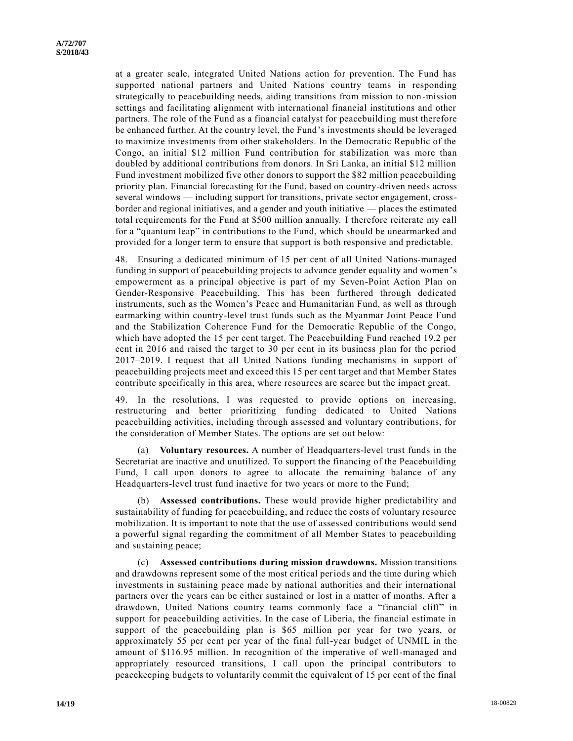at a greater scale, integrated United Nations action for prevention. The Fund has supported national partners and United Nations country teams in responding strategically to peacebuilding needs, aiding transitions from mission to non-mission settings and facilitating alignment with international financial institutions and other partners. The role of the Fund as a financial catalyst for peacebuilding must therefore be enhanced further. At the country level, the Fund's investments should be leveraged to maximize investments from other stakeholders. In the Democratic Republic of the Congo, an initial $12 million Fund contribution for stabilization was more than doubled by additional contributions from donors. In Sri Lanka, an initial $12 million Fund investment mobilized five other donors to support the $82 million peacebuilding priority plan. Financial forecasting for the Fund, based on country-driven needs across several windows — including support for transitions, private sector engagement, cross-border and regional initiatives, and a gender and youth initiative — places the estimated total requirements for the Fund at $500 million annually. I therefore reiterate my call for a "quantum leap" in contributions to the Fund, which should be unearmarked and provided for a longer term to ensure that support is both responsive and predictable.

48. Ensuring a dedicated minimum of 15 per cent of all United Nations-managed funding in support of peacebuilding projects to advance gender equality and women's empowerment as a principal objective is part of my Seven-Point Action Plan on Gender-Responsive Peacebuilding. This has been furthered through dedicated instruments, such as the Women's Peace and Humanitarian Fund, as well as through earmarking within country-level trust funds such as the Myanmar Joint Peace Fund and the Stabilization Coherence Fund for the Democratic Republic of the Congo, which have adopted the 15 per cent target. The Peacebuilding Fund reached 19.2 per cent in 2016 and raised the target to 30 per cent in its business plan for the period 2017–2019. I request that all United Nations funding mechanisms in support of peacebuilding projects meet and exceed this 15 per cent target and that Member States contribute specifically in this area, where resources are scarce but the impact great.

49. In the resolutions, I was requested to provide options on increasing, restructuring and better prioritizing funding dedicated to United Nations peacebuilding activities, including through assessed and voluntary contributions, for the consideration of Member States. The options are set out below:

(a) **Voluntary resources.** A number of Headquarters-level trust funds in the Secretariat are inactive and unutilized. To support the financing of the Peacebuilding Fund, I call upon donors to agree to allocate the remaining balance of any Headquarters-level trust fund inactive for two years or more to the Fund;

(b) **Assessed contributions.** These would provide higher predictability and sustainability of funding for peacebuilding, and reduce the costs of voluntary resource mobilization. It is important to note that the use of assessed contributions would send a powerful signal regarding the commitment of all Member States to peacebuilding and sustaining peace;

(c) **Assessed contributions during mission drawdowns.** Mission transitions and drawdowns represent some of the most critical periods and the time during which investments in sustaining peace made by national authorities and their international partners over the years can be either sustained or lost in a matter of months. After a drawdown, United Nations country teams commonly face a "financial cliff" in support for peacebuilding activities. In the case of Liberia, the financial estimate in support of the peacebuilding plan is $65 million per year for two years, or approximately 55 per cent per year of the final full-year budget of UNMIL in the amount of $116.95 million. In recognition of the imperative of well-managed and appropriately resourced transitions, I call upon the principal contributors to peacekeeping budgets to voluntarily commit the equivalent of 15 per cent of the final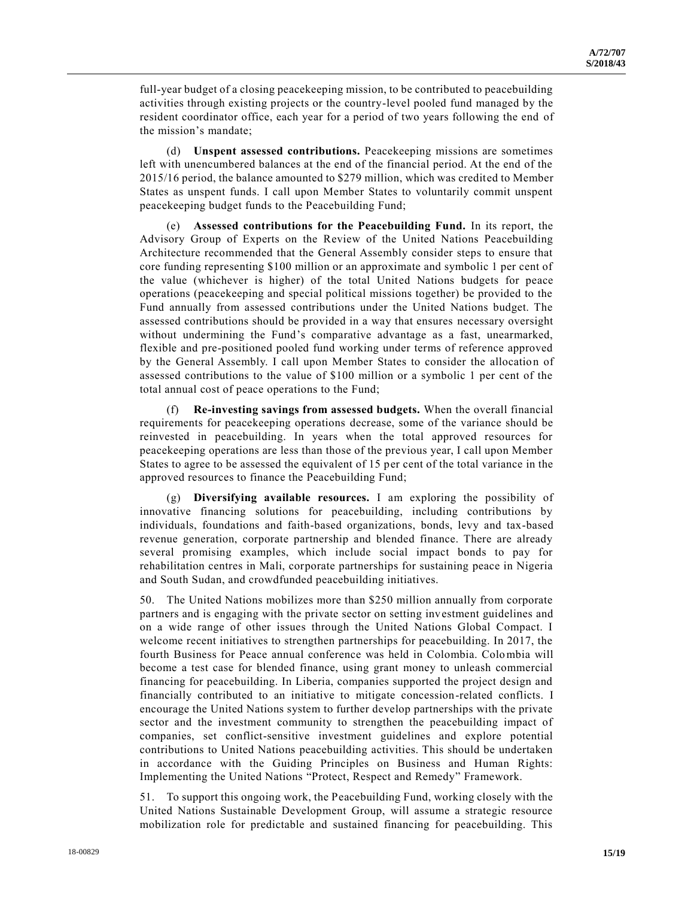full-year budget of a closing peacekeeping mission, to be contributed to peacebuilding activities through existing projects or the country-level pooled fund managed by the resident coordinator office, each year for a period of two years following the end of the mission's mandate;

(d) **Unspent assessed contributions.** Peacekeeping missions are sometimes left with unencumbered balances at the end of the financial period. At the end of the 2015/16 period, the balance amounted to $279 million, which was credited to Member States as unspent funds. I call upon Member States to voluntarily commit unspent peacekeeping budget funds to the Peacebuilding Fund;

(e) **Assessed contributions for the Peacebuilding Fund.** In its report, the Advisory Group of Experts on the Review of the United Nations Peacebuilding Architecture recommended that the General Assembly consider steps to ensure that core funding representing $100 million or an approximate and symbolic 1 per cent of the value (whichever is higher) of the total United Nations budgets for peace operations (peacekeeping and special political missions together) be provided to the Fund annually from assessed contributions under the United Nations budget. The assessed contributions should be provided in a way that ensures necessary oversight without undermining the Fund's comparative advantage as a fast, unearmarked, flexible and pre-positioned pooled fund working under terms of reference approved by the General Assembly. I call upon Member States to consider the allocation of assessed contributions to the value of $100 million or a symbolic 1 per cent of the total annual cost of peace operations to the Fund;

(f) **Re-investing savings from assessed budgets.** When the overall financial requirements for peacekeeping operations decrease, some of the variance should be reinvested in peacebuilding. In years when the total approved resources for peacekeeping operations are less than those of the previous year, I call upon Member States to agree to be assessed the equivalent of 15 per cent of the total variance in the approved resources to finance the Peacebuilding Fund;

(g) **Diversifying available resources.** I am exploring the possibility of innovative financing solutions for peacebuilding, including contributions by individuals, foundations and faith-based organizations, bonds, levy and tax-based revenue generation, corporate partnership and blended finance. There are already several promising examples, which include social impact bonds to pay for rehabilitation centres in Mali, corporate partnerships for sustaining peace in Nigeria and South Sudan, and crowdfunded peacebuilding initiatives.

50. The United Nations mobilizes more than $250 million annually from corporate partners and is engaging with the private sector on setting investment guidelines and on a wide range of other issues through the United Nations Global Compact. I welcome recent initiatives to strengthen partnerships for peacebuilding. In 2017, the fourth Business for Peace annual conference was held in Colombia. Colombia will become a test case for blended finance, using grant money to unleash commercial financing for peacebuilding. In Liberia, companies supported the project design and financially contributed to an initiative to mitigate concession-related conflicts. I encourage the United Nations system to further develop partnerships with the private sector and the investment community to strengthen the peacebuilding impact of companies, set conflict-sensitive investment guidelines and explore potential contributions to United Nations peacebuilding activities. This should be undertaken in accordance with the Guiding Principles on Business and Human Rights: Implementing the United Nations "Protect, Respect and Remedy" Framework.

51. To support this ongoing work, the Peacebuilding Fund, working closely with the United Nations Sustainable Development Group, will assume a strategic resource mobilization role for predictable and sustained financing for peacebuilding. This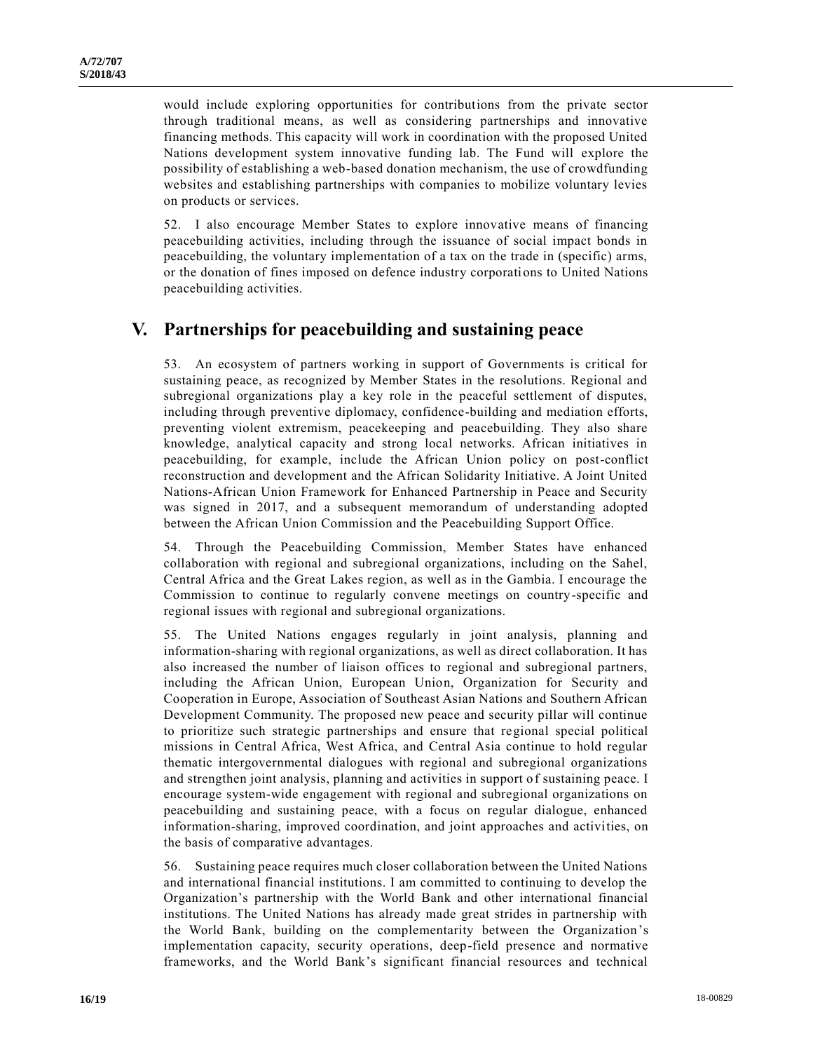would include exploring opportunities for contributions from the private sector through traditional means, as well as considering partnerships and innovative financing methods. This capacity will work in coordination with the proposed United Nations development system innovative funding lab. The Fund will explore the possibility of establishing a web-based donation mechanism, the use of crowdfunding websites and establishing partnerships with companies to mobilize voluntary levies on products or services.

52. I also encourage Member States to explore innovative means of financing peacebuilding activities, including through the issuance of social impact bonds in peacebuilding, the voluntary implementation of a tax on the trade in (specific) arms, or the donation of fines imposed on defence industry corporations to United Nations peacebuilding activities.

## V. Partnerships for peacebuilding and sustaining peace

53. An ecosystem of partners working in support of Governments is critical for sustaining peace, as recognized by Member States in the resolutions. Regional and subregional organizations play a key role in the peaceful settlement of disputes, including through preventive diplomacy, confidence-building and mediation efforts, preventing violent extremism, peacekeeping and peacebuilding. They also share knowledge, analytical capacity and strong local networks. African initiatives in peacebuilding, for example, include the African Union policy on post-conflict reconstruction and development and the African Solidarity Initiative. A Joint United Nations-African Union Framework for Enhanced Partnership in Peace and Security was signed in 2017, and a subsequent memorandum of understanding adopted between the African Union Commission and the Peacebuilding Support Office.

54. Through the Peacebuilding Commission, Member States have enhanced collaboration with regional and subregional organizations, including on the Sahel, Central Africa and the Great Lakes region, as well as in the Gambia. I encourage the Commission to continue to regularly convene meetings on country-specific and regional issues with regional and subregional organizations.

55. The United Nations engages regularly in joint analysis, planning and information-sharing with regional organizations, as well as direct collaboration. It has also increased the number of liaison offices to regional and subregional partners, including the African Union, European Union, Organization for Security and Cooperation in Europe, Association of Southeast Asian Nations and Southern African Development Community. The proposed new peace and security pillar will continue to prioritize such strategic partnerships and ensure that regional special political missions in Central Africa, West Africa, and Central Asia continue to hold regular thematic intergovernmental dialogues with regional and subregional organizations and strengthen joint analysis, planning and activities in support of sustaining peace. I encourage system-wide engagement with regional and subregional organizations on peacebuilding and sustaining peace, with a focus on regular dialogue, enhanced information-sharing, improved coordination, and joint approaches and activities, on the basis of comparative advantages.

56. Sustaining peace requires much closer collaboration between the United Nations and international financial institutions. I am committed to continuing to develop the Organization's partnership with the World Bank and other international financial institutions. The United Nations has already made great strides in partnership with the World Bank, building on the complementarity between the Organization's implementation capacity, security operations, deep-field presence and normative frameworks, and the World Bank's significant financial resources and technical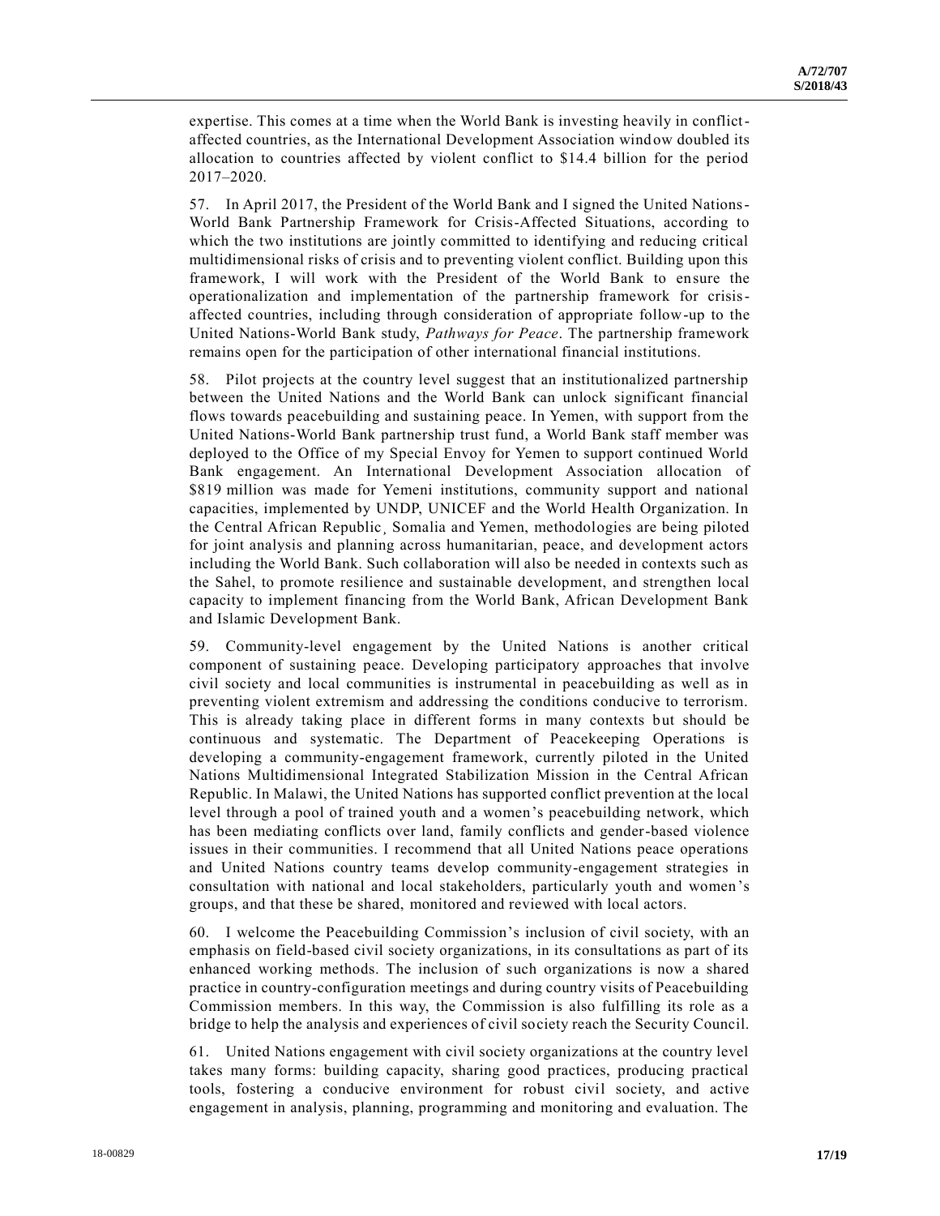expertise. This comes at a time when the World Bank is investing heavily in conflict-affected countries, as the International Development Association window doubled its allocation to countries affected by violent conflict to \$14.4 billion for the period 2017–2020.

57. In April 2017, the President of the World Bank and I signed the United Nations-World Bank Partnership Framework for Crisis-Affected Situations, according to which the two institutions are jointly committed to identifying and reducing critical multidimensional risks of crisis and to preventing violent conflict. Building upon this framework, I will work with the President of the World Bank to ensure the operationalization and implementation of the partnership framework for crisis-affected countries, including through consideration of appropriate follow-up to the United Nations-World Bank study, *Pathways for Peace*. The partnership framework remains open for the participation of other international financial institutions.

58. Pilot projects at the country level suggest that an institutionalized partnership between the United Nations and the World Bank can unlock significant financial flows towards peacebuilding and sustaining peace. In Yemen, with support from the United Nations-World Bank partnership trust fund, a World Bank staff member was deployed to the Office of my Special Envoy for Yemen to support continued World Bank engagement. An International Development Association allocation of \$819 million was made for Yemeni institutions, community support and national capacities, implemented by UNDP, UNICEF and the World Health Organization. In the Central African Republic¸ Somalia and Yemen, methodologies are being piloted for joint analysis and planning across humanitarian, peace, and development actors including the World Bank. Such collaboration will also be needed in contexts such as the Sahel, to promote resilience and sustainable development, and strengthen local capacity to implement financing from the World Bank, African Development Bank and Islamic Development Bank.

59. Community-level engagement by the United Nations is another critical component of sustaining peace. Developing participatory approaches that involve civil society and local communities is instrumental in peacebuilding as well as in preventing violent extremism and addressing the conditions conducive to terrorism. This is already taking place in different forms in many contexts but should be continuous and systematic. The Department of Peacekeeping Operations is developing a community-engagement framework, currently piloted in the United Nations Multidimensional Integrated Stabilization Mission in the Central African Republic. In Malawi, the United Nations has supported conflict prevention at the local level through a pool of trained youth and a women's peacebuilding network, which has been mediating conflicts over land, family conflicts and gender-based violence issues in their communities. I recommend that all United Nations peace operations and United Nations country teams develop community-engagement strategies in consultation with national and local stakeholders, particularly youth and women's groups, and that these be shared, monitored and reviewed with local actors.

60. I welcome the Peacebuilding Commission's inclusion of civil society, with an emphasis on field-based civil society organizations, in its consultations as part of its enhanced working methods. The inclusion of such organizations is now a shared practice in country-configuration meetings and during country visits of Peacebuilding Commission members. In this way, the Commission is also fulfilling its role as a bridge to help the analysis and experiences of civil society reach the Security Council.

61. United Nations engagement with civil society organizations at the country level takes many forms: building capacity, sharing good practices, producing practical tools, fostering a conducive environment for robust civil society, and active engagement in analysis, planning, programming and monitoring and evaluation. The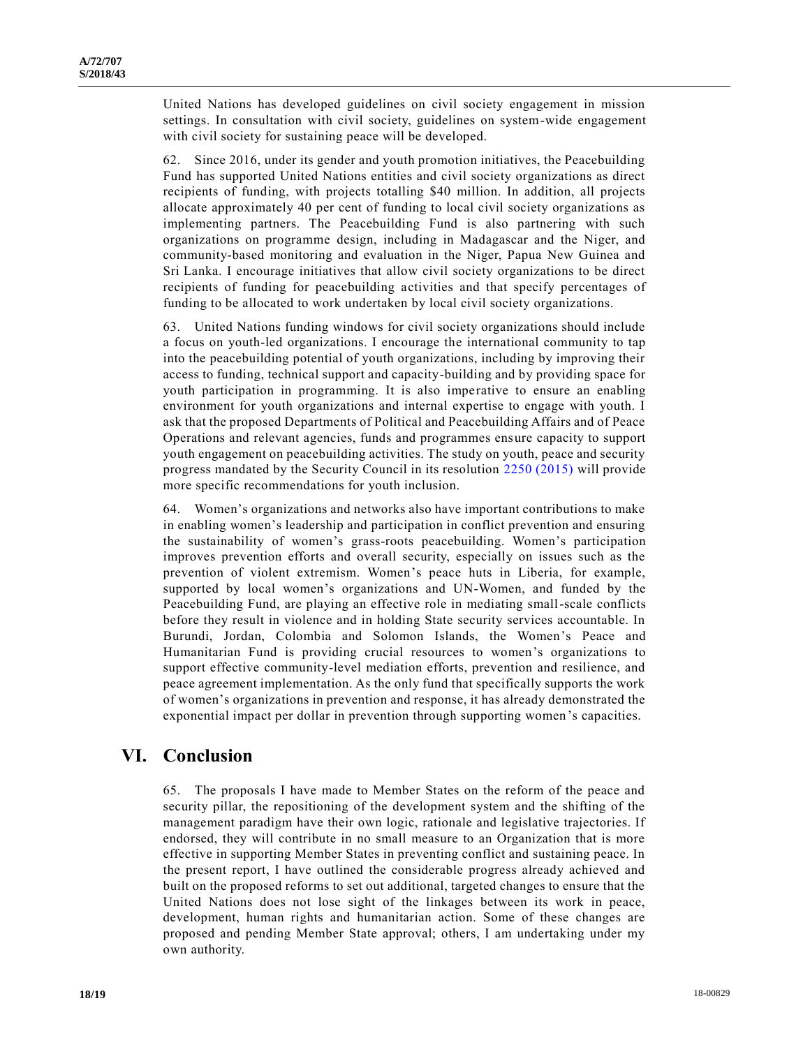United Nations has developed guidelines on civil society engagement in mission settings. In consultation with civil society, guidelines on system-wide engagement with civil society for sustaining peace will be developed.

62. Since 2016, under its gender and youth promotion initiatives, the Peacebuilding Fund has supported United Nations entities and civil society organizations as direct recipients of funding, with projects totalling $40 million. In addition, all projects allocate approximately 40 per cent of funding to local civil society organizations as implementing partners. The Peacebuilding Fund is also partnering with such organizations on programme design, including in Madagascar and the Niger, and community-based monitoring and evaluation in the Niger, Papua New Guinea and Sri Lanka. I encourage initiatives that allow civil society organizations to be direct recipients of funding for peacebuilding activities and that specify percentages of funding to be allocated to work undertaken by local civil society organizations.

63. United Nations funding windows for civil society organizations should include a focus on youth-led organizations. I encourage the international community to tap into the peacebuilding potential of youth organizations, including by improving their access to funding, technical support and capacity-building and by providing space for youth participation in programming. It is also imperative to ensure an enabling environment for youth organizations and internal expertise to engage with youth. I ask that the proposed Departments of Political and Peacebuilding Affairs and of Peace Operations and relevant agencies, funds and programmes ensure capacity to support youth engagement on peacebuilding activities. The study on youth, peace and security progress mandated by the Security Council in its resolution 2250 (2015) will provide more specific recommendations for youth inclusion.

64. Women's organizations and networks also have important contributions to make in enabling women's leadership and participation in conflict prevention and ensuring the sustainability of women's grass-roots peacebuilding. Women's participation improves prevention efforts and overall security, especially on issues such as the prevention of violent extremism. Women's peace huts in Liberia, for example, supported by local women's organizations and UN-Women, and funded by the Peacebuilding Fund, are playing an effective role in mediating small-scale conflicts before they result in violence and in holding State security services accountable. In Burundi, Jordan, Colombia and Solomon Islands, the Women's Peace and Humanitarian Fund is providing crucial resources to women's organizations to support effective community-level mediation efforts, prevention and resilience, and peace agreement implementation. As the only fund that specifically supports the work of women's organizations in prevention and response, it has already demonstrated the exponential impact per dollar in prevention through supporting women's capacities.

# VI. Conclusion

65. The proposals I have made to Member States on the reform of the peace and security pillar, the repositioning of the development system and the shifting of the management paradigm have their own logic, rationale and legislative trajectories. If endorsed, they will contribute in no small measure to an Organization that is more effective in supporting Member States in preventing conflict and sustaining peace. In the present report, I have outlined the considerable progress already achieved and built on the proposed reforms to set out additional, targeted changes to ensure that the United Nations does not lose sight of the linkages between its work in peace, development, human rights and humanitarian action. Some of these changes are proposed and pending Member State approval; others, I am undertaking under my own authority.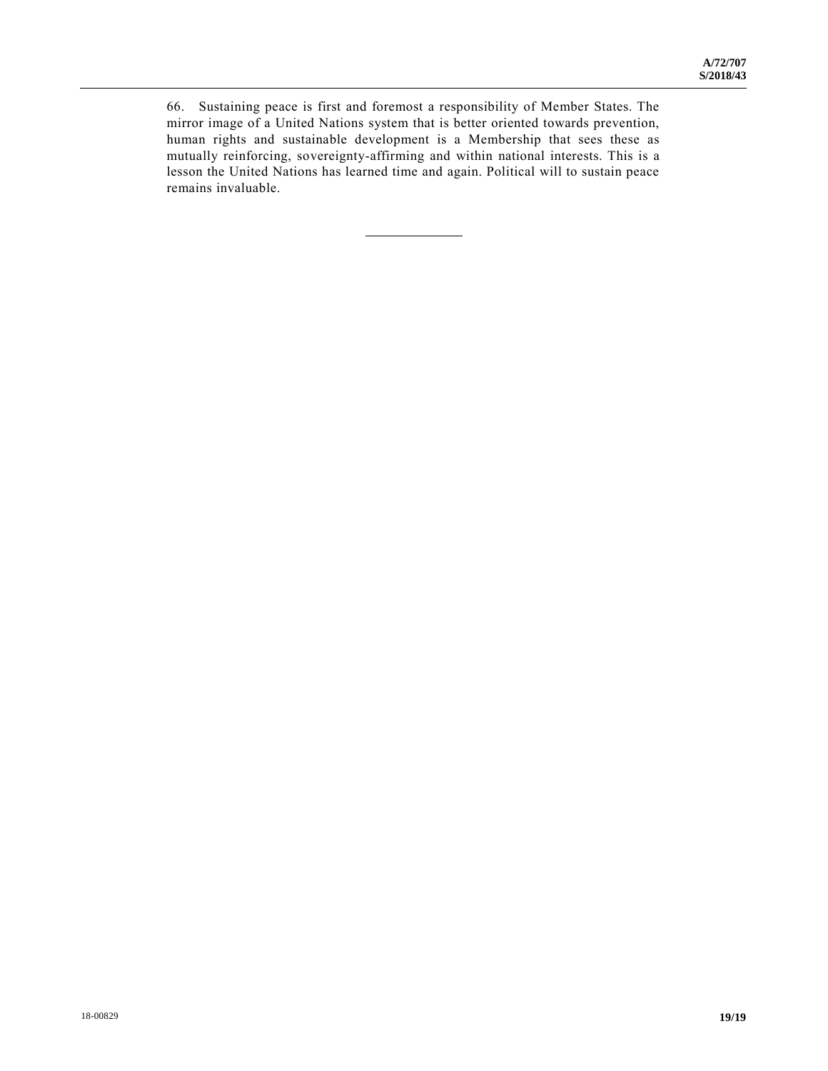66. Sustaining peace is first and foremost a responsibility of Member States. The mirror image of a United Nations system that is better oriented towards prevention, human rights and sustainable development is a Membership that sees these as mutually reinforcing, sovereignty-affirming and within national interests. This is a lesson the United Nations has learned time and again. Political will to sustain peace remains invaluable.